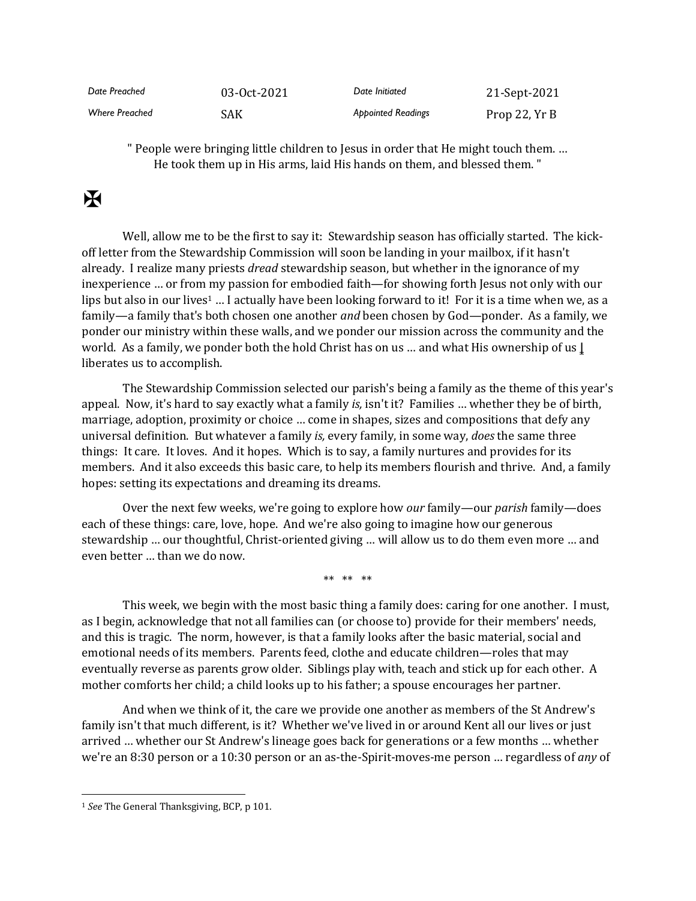| Date Preached | 03-Oct-2021 | Date Initiated | 21-Sept-2021 |
| --- | --- | --- | --- |
| Where Preached | SAK | Appointed Readings | Prop 22, Yr B |

" People were bringing little children to Jesus in order that He might touch them. … He took them up in His arms, laid His hands on them, and blessed them. "

✠

Well, allow me to be the first to say it: Stewardship season has officially started. The kick-off letter from the Stewardship Commission will soon be landing in your mailbox, if it hasn't already. I realize many priests *dread* stewardship season, but whether in the ignorance of my inexperience … or from my passion for embodied faith—for showing forth Jesus not only with our lips but also in our lives[1] … I actually have been looking forward to it! For it is a time when we, as a family—a family that's both chosen one another *and* been chosen by God—ponder. As a family, we ponder our ministry within these walls, and we ponder our mission across the community and the world. As a family, we ponder both the hold Christ has on us … and what His ownership of us I liberates us to accomplish.

The Stewardship Commission selected our parish's being a family as the theme of this year's appeal. Now, it's hard to say exactly what a family *is,* isn't it? Families … whether they be of birth, marriage, adoption, proximity or choice … come in shapes, sizes and compositions that defy any universal definition. But whatever a family *is,* every family, in some way, *does* the same three things: It care. It loves. And it hopes. Which is to say, a family nurtures and provides for its members. And it also exceeds this basic care, to help its members flourish and thrive. And, a family hopes: setting its expectations and dreaming its dreams.

Over the next few weeks, we're going to explore how *our* family—our *parish* family—does each of these things: care, love, hope. And we're also going to imagine how our generous stewardship … our thoughtful, Christ-oriented giving … will allow us to do them even more … and even better … than we do now.

** ** **

This week, we begin with the most basic thing a family does: caring for one another. I must, as I begin, acknowledge that not all families can (or choose to) provide for their members' needs, and this is tragic. The norm, however, is that a family looks after the basic material, social and emotional needs of its members. Parents feed, clothe and educate children—roles that may eventually reverse as parents grow older. Siblings play with, teach and stick up for each other. A mother comforts her child; a child looks up to his father; a spouse encourages her partner.

And when we think of it, the care we provide one another as members of the St Andrew's family isn't that much different, is it? Whether we've lived in or around Kent all our lives or just arrived … whether our St Andrew's lineage goes back for generations or a few months … whether we're an 8:30 person or a 10:30 person or an as-the-Spirit-moves-me person … regardless of *any* of

[1] *See* The General Thanksgiving, BCP, p 101.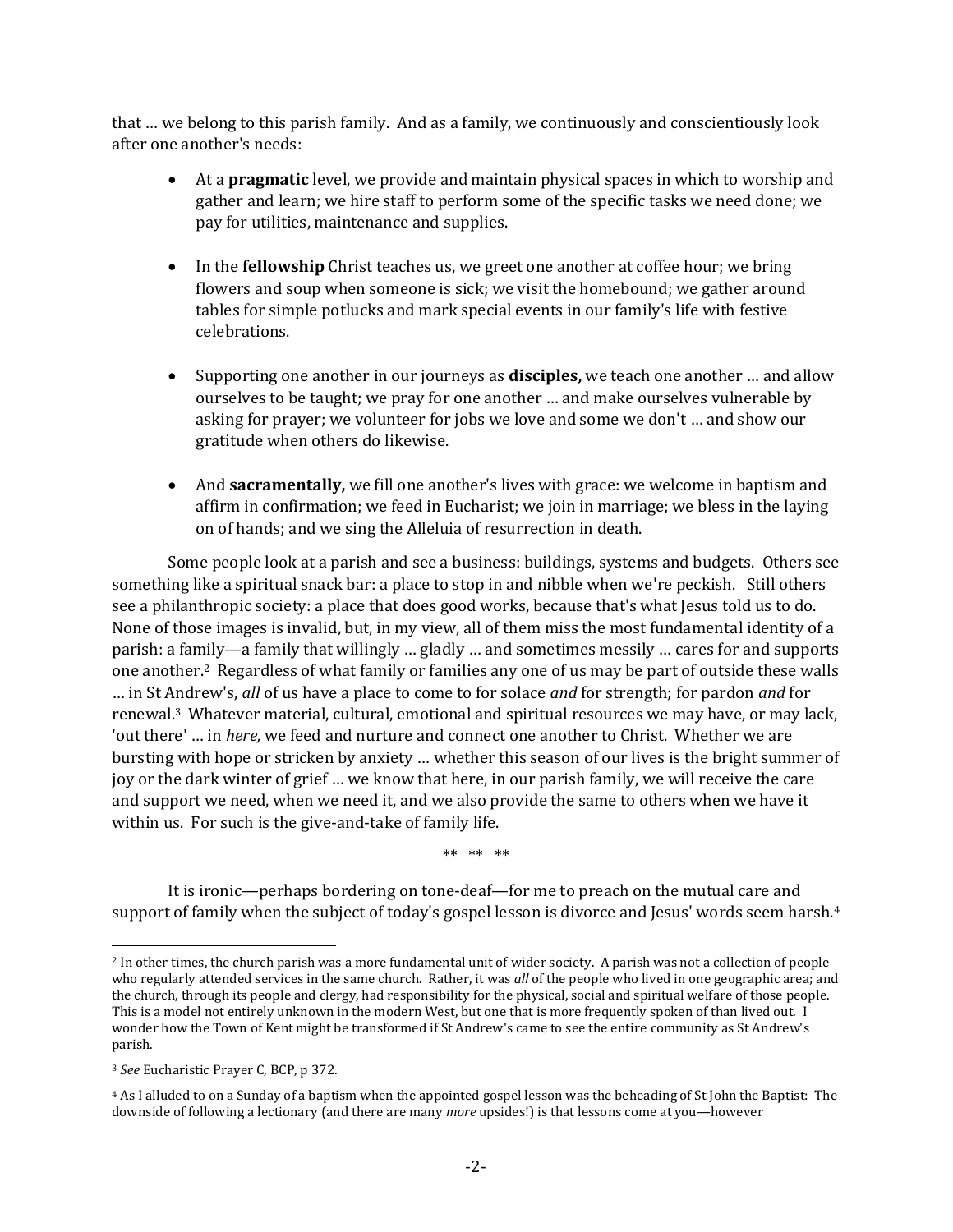that … we belong to this parish family. And as a family, we continuously and conscientiously look after one another's needs:

- At a **pragmatic** level, we provide and maintain physical spaces in which to worship and gather and learn; we hire staff to perform some of the specific tasks we need done; we pay for utilities, maintenance and supplies.

- In the **fellowship** Christ teaches us, we greet one another at coffee hour; we bring flowers and soup when someone is sick; we visit the homebound; we gather around tables for simple potlucks and mark special events in our family's life with festive celebrations.

- Supporting one another in our journeys as **disciples,** we teach one another … and allow ourselves to be taught; we pray for one another … and make ourselves vulnerable by asking for prayer; we volunteer for jobs we love and some we don't … and show our gratitude when others do likewise.

- And **sacramentally,** we fill one another's lives with grace: we welcome in baptism and affirm in confirmation; we feed in Eucharist; we join in marriage; we bless in the laying on of hands; and we sing the Alleluia of resurrection in death.

Some people look at a parish and see a business: buildings, systems and budgets. Others see something like a spiritual snack bar: a place to stop in and nibble when we're peckish. Still others see a philanthropic society: a place that does good works, because that's what Jesus told us to do. None of those images is invalid, but, in my view, all of them miss the most fundamental identity of a parish: a family—a family that willingly … gladly … and sometimes messily … cares for and supports one another.[2] Regardless of what family or families any one of us may be part of outside these walls … in St Andrew's, *all* of us have a place to come to for solace *and* for strength; for pardon *and* for renewal.[3] Whatever material, cultural, emotional and spiritual resources we may have, or may lack, 'out there' … in *here,* we feed and nurture and connect one another to Christ. Whether we are bursting with hope or stricken by anxiety … whether this season of our lives is the bright summer of joy or the dark winter of grief … we know that here, in our parish family, we will receive the care and support we need, when we need it, and we also provide the same to others when we have it within us. For such is the give-and-take of family life.

** ** **

It is ironic—perhaps bordering on tone-deaf—for me to preach on the mutual care and support of family when the subject of today's gospel lesson is divorce and Jesus' words seem harsh.[4]

---

[2] In other times, the church parish was a more fundamental unit of wider society. A parish was not a collection of people who regularly attended services in the same church. Rather, it was *all* of the people who lived in one geographic area; and the church, through its people and clergy, had responsibility for the physical, social and spiritual welfare of those people. This is a model not entirely unknown in the modern West, but one that is more frequently spoken of than lived out. I wonder how the Town of Kent might be transformed if St Andrew's came to see the entire community as St Andrew's parish.

[3] *See* Eucharistic Prayer C, BCP, p 372.

[4] As I alluded to on a Sunday of a baptism when the appointed gospel lesson was the beheading of St John the Baptist: The downside of following a lectionary (and there are many *more* upsides!) is that lessons come at you—however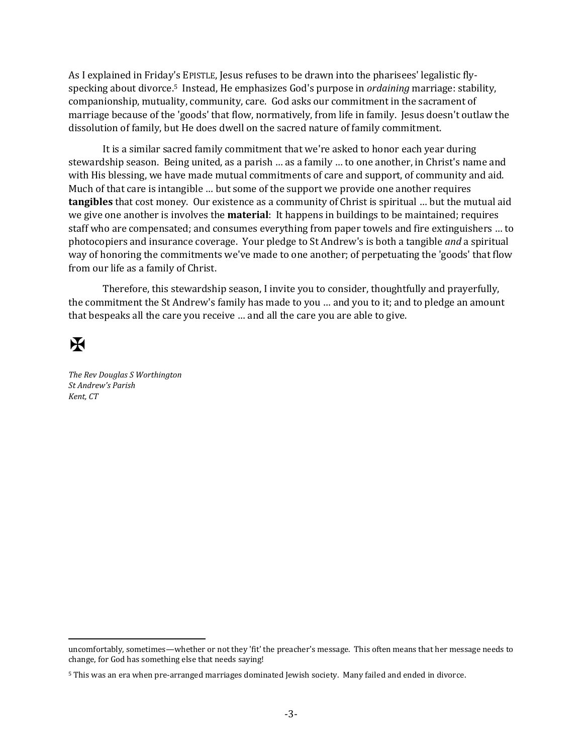As I explained in Friday's EPISTLE, Jesus refuses to be drawn into the pharisees' legalistic fly-specking about divorce.[5] Instead, He emphasizes God's purpose in *ordaining* marriage: stability, companionship, mutuality, community, care. God asks our commitment in the sacrament of marriage because of the 'goods' that flow, normatively, from life in family. Jesus doesn't outlaw the dissolution of family, but He does dwell on the sacred nature of family commitment.

It is a similar sacred family commitment that we're asked to honor each year during stewardship season. Being united, as a parish … as a family … to one another, in Christ's name and with His blessing, we have made mutual commitments of care and support, of community and aid. Much of that care is intangible … but some of the support we provide one another requires **tangibles** that cost money. Our existence as a community of Christ is spiritual … but the mutual aid we give one another is involves the **material**: It happens in buildings to be maintained; requires staff who are compensated; and consumes everything from paper towels and fire extinguishers … to photocopiers and insurance coverage. Your pledge to St Andrew's is both a tangible *and* a spiritual way of honoring the commitments we've made to one another; of perpetuating the 'goods' that flow from our life as a family of Christ.

Therefore, this stewardship season, I invite you to consider, thoughtfully and prayerfully, the commitment the St Andrew's family has made to you … and you to it; and to pledge an amount that bespeaks all the care you receive … and all the care you are able to give.

✠

*The Rev Douglas S Worthington*
*St Andrew's Parish*
*Kent, CT*

---

uncomfortably, sometimes—whether or not they 'fit' the preacher's message. This often means that her message needs to change, for God has something else that needs saying!

[5] This was an era when pre-arranged marriages dominated Jewish society. Many failed and ended in divorce.